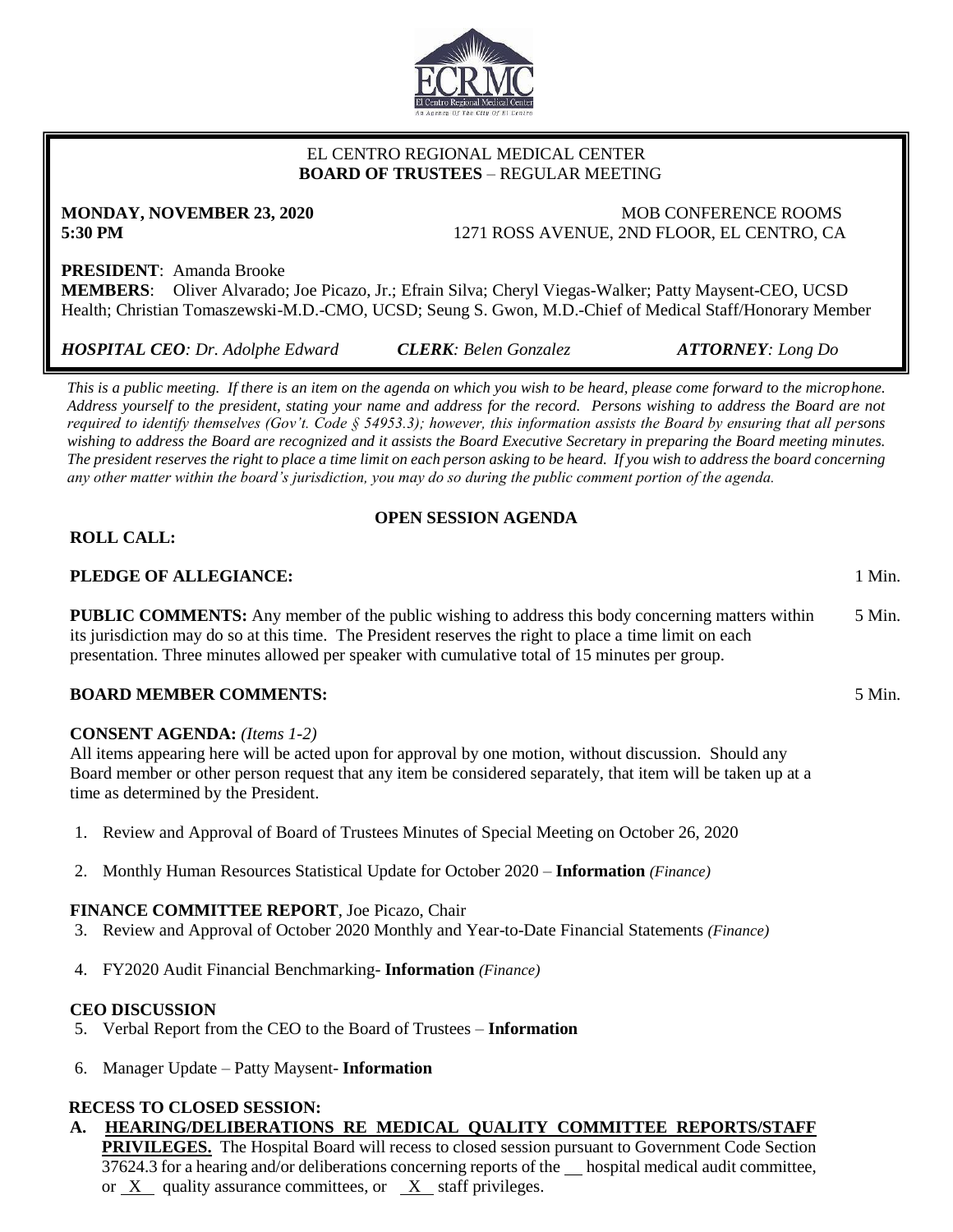EL CENTRO REGIONAL MEDICAL CENTER
**BOARD OF TRUSTEES** – REGULAR MEETING

**MONDAY, NOVEMBER 23, 2020** MOB CONFERENCE ROOMS
**5:30 PM** 1271 ROSS AVENUE, 2ND FLOOR, EL CENTRO, CA

**PRESIDENT**: Amanda Brooke
**MEMBERS**: Oliver Alvarado; Joe Picazo, Jr.; Efrain Silva; Cheryl Viegas-Walker; Patty Maysent-CEO, UCSD Health; Christian Tomaszewski-M.D.-CMO, UCSD; Seung S. Gwon, M.D.-Chief of Medical Staff/Honorary Member

***HOSPITAL CEO****: Dr. Adolphe Edward* ***CLERK****: Belen Gonzalez* ***ATTORNEY****: Long Do*

*This is a public meeting. If there is an item on the agenda on which you wish to be heard, please come forward to the microphone. Address yourself to the president, stating your name and address for the record. Persons wishing to address the Board are not required to identify themselves (Gov't. Code § 54953.3); however, this information assists the Board by ensuring that all persons wishing to address the Board are recognized and it assists the Board Executive Secretary in preparing the Board meeting minutes. The president reserves the right to place a time limit on each person asking to be heard. If you wish to address the board concerning any other matter within the board's jurisdiction, you may do so during the public comment portion of the agenda.*

## OPEN SESSION AGENDA

**ROLL CALL:**

**PLEDGE OF ALLEGIANCE:** 1 Min.

**PUBLIC COMMENTS:** Any member of the public wishing to address this body concerning matters within its jurisdiction may do so at this time. The President reserves the right to place a time limit on each presentation. Three minutes allowed per speaker with cumulative total of 15 minutes per group. 5 Min.

**BOARD MEMBER COMMENTS:** 5 Min.

**CONSENT AGENDA:** *(Items 1-2)*
All items appearing here will be acted upon for approval by one motion, without discussion. Should any Board member or other person request that any item be considered separately, that item will be taken up at a time as determined by the President.

1. Review and Approval of Board of Trustees Minutes of Special Meeting on October 26, 2020
2. Monthly Human Resources Statistical Update for October 2020 – **Information** *(Finance)*

**FINANCE COMMITTEE REPORT**, Joe Picazo, Chair

3. Review and Approval of October 2020 Monthly and Year-to-Date Financial Statements *(Finance)*
4. FY2020 Audit Financial Benchmarking- **Information** *(Finance)*

**CEO DISCUSSION**

5. Verbal Report from the CEO to the Board of Trustees – **Information**
6. Manager Update – Patty Maysent- **Information**

**RECESS TO CLOSED SESSION:**

**A. HEARING/DELIBERATIONS RE MEDICAL QUALITY COMMITTEE REPORTS/STAFF PRIVILEGES.** The Hospital Board will recess to closed session pursuant to Government Code Section 37624.3 for a hearing and/or deliberations concerning reports of the \_\_ hospital medical audit committee, or \_X\_ quality assurance committees, or \_X\_ staff privileges.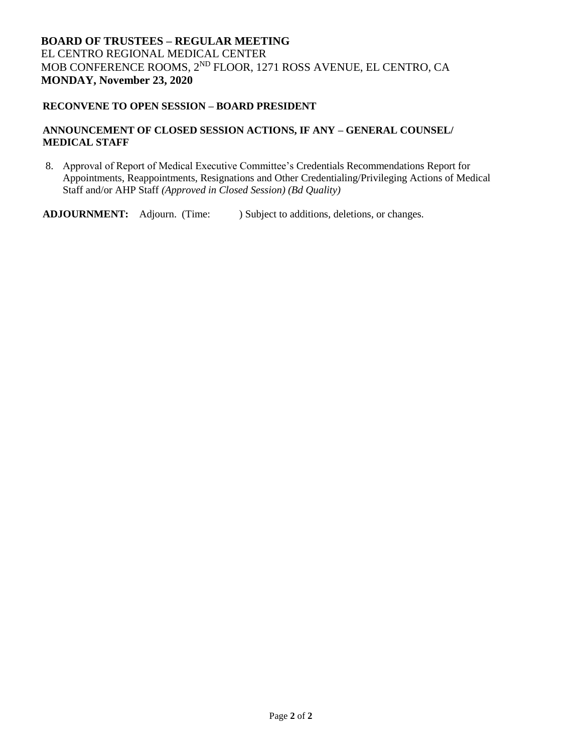**BOARD OF TRUSTEES – REGULAR MEETING**
EL CENTRO REGIONAL MEDICAL CENTER
MOB CONFERENCE ROOMS, 2ND FLOOR, 1271 ROSS AVENUE, EL CENTRO, CA
**MONDAY, November 23, 2020**

**RECONVENE TO OPEN SESSION – BOARD PRESIDENT**

**ANNOUNCEMENT OF CLOSED SESSION ACTIONS, IF ANY – GENERAL COUNSEL/ MEDICAL STAFF**

8. Approval of Report of Medical Executive Committee's Credentials Recommendations Report for Appointments, Reappointments, Resignations and Other Credentialing/Privileging Actions of Medical Staff and/or AHP Staff *(Approved in Closed Session) (Bd Quality)*

**ADJOURNMENT:** Adjourn. (Time: ) Subject to additions, deletions, or changes.